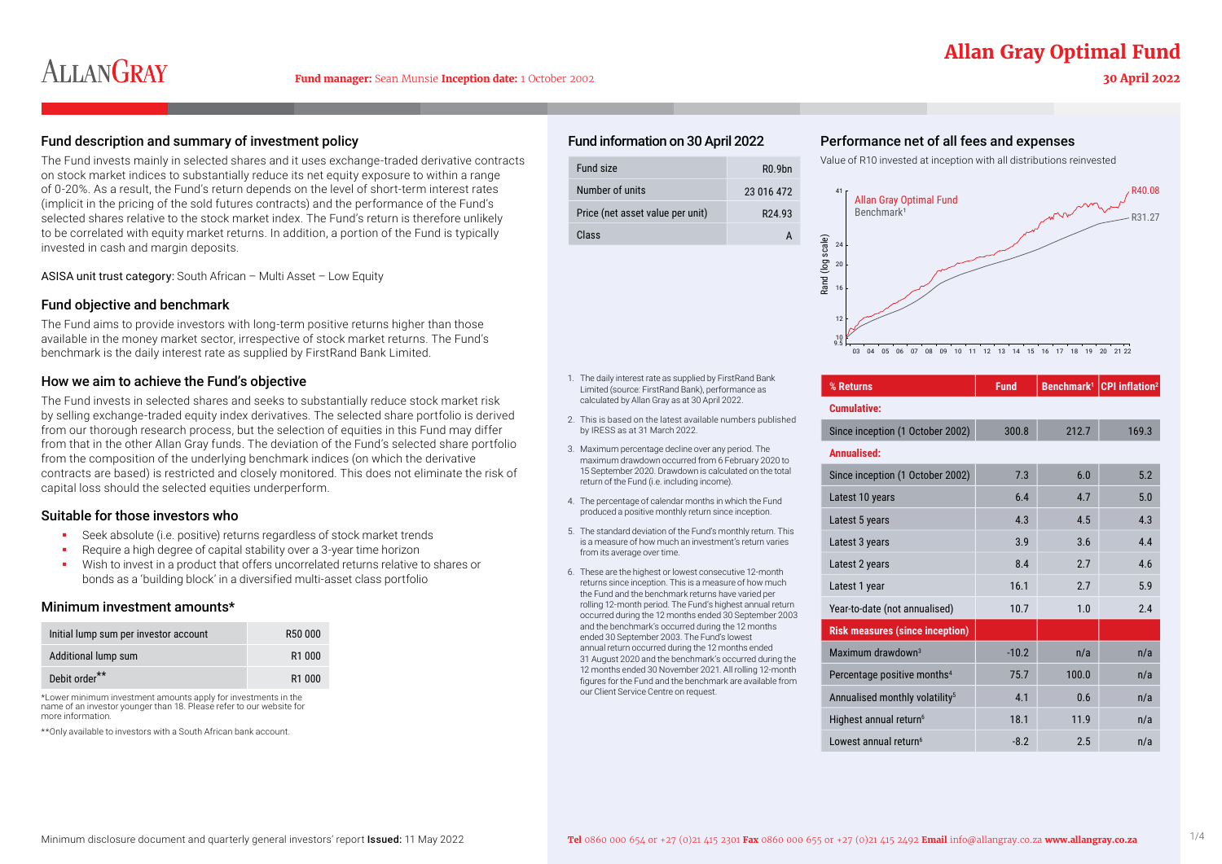# Allan Gray Optimal Fund

**Fund manager:** Sean Munsie **Inception date:** 1 October 2002

**30 April 2022**

## Fund description and summary of investment policy

The Fund invests mainly in selected shares and it uses exchange-traded derivative contracts on stock market indices to substantially reduce its net equity exposure to within a range of 0-20%. As a result, the Fund's return depends on the level of short-term interest rates (implicit in the pricing of the sold futures contracts) and the performance of the Fund's selected shares relative to the stock market index. The Fund's return is therefore unlikely to be correlated with equity market returns. In addition, a portion of the Fund is typically invested in cash and margin deposits.

ASISA unit trust category: South African – Multi Asset – Low Equity

## Fund objective and benchmark

The Fund aims to provide investors with long-term positive returns higher than those available in the money market sector, irrespective of stock market returns. The Fund's benchmark is the daily interest rate as supplied by FirstRand Bank Limited.

## How we aim to achieve the Fund's objective

The Fund invests in selected shares and seeks to substantially reduce stock market risk by selling exchange-traded equity index derivatives. The selected share portfolio is derived from our thorough research process, but the selection of equities in this Fund may differ from that in the other Allan Gray funds. The deviation of the Fund's selected share portfolio from the composition of the underlying benchmark indices (on which the derivative contracts are based) is restricted and closely monitored. This does not eliminate the risk of capital loss should the selected equities underperform.

## Suitable for those investors who

- Seek absolute (i.e. positive) returns regardless of stock market trends
- Require a high degree of capital stability over a 3-year time horizon
- Wish to invest in a product that offers uncorrelated returns relative to shares or bonds as a 'building block' in a diversified multi-asset class portfolio

## Minimum investment amounts*

| | |
|---|---|
| Initial lump sum per investor account | R50 000 |
| Additional lump sum | R1 000 |
| Debit order** | R1 000 |

*Lower minimum investment amounts apply for investments in the name of an investor younger than 18. Please refer to our website for more information.

**Only available to investors with a South African bank account.

## Fund information on 30 April 2022

| | |
|---|---|
| Fund size | R0.9bn |
| Number of units | 23 016 472 |
| Price (net asset value per unit) | R24.93 |
| Class | A |

1. The daily interest rate as supplied by FirstRand Bank Limited (source: FirstRand Bank), performance as calculated by Allan Gray as at 30 April 2022.
2. This is based on the latest available numbers published by IRESS as at 31 March 2022.
3. Maximum percentage decline over any period. The maximum drawdown occurred from 6 February 2020 to 15 September 2020. Drawdown is calculated on the total return of the Fund (i.e. including income).
4. The percentage of calendar months in which the Fund produced a positive monthly return since inception.
5. The standard deviation of the Fund's monthly return. This is a measure of how much an investment's return varies from its average over time.
6. These are the highest or lowest consecutive 12-month returns since inception. This is a measure of how much the Fund and the benchmark returns have varied per rolling 12-month period. The Fund's highest annual return occurred during the 12 months ended 30 September 2003 and the benchmark's occurred during the 12 months ended 30 September 2003. The Fund's lowest annual return occurred during the 12 months ended 31 August 2020 and the benchmark's occurred during the 12 months ended 30 November 2021. All rolling 12-month figures for the Fund and the benchmark are available from our Client Service Centre on request.

## Performance net of all fees and expenses

Value of R10 invested at inception with all distributions reinvested

Allan Gray Optimal Fund: R40.08
Benchmark[1]: R31.27

| % Returns | Fund | Benchmark[1] | CPI inflation[2] |
|---|---|---|---|
| **Cumulative:** | | | |
| Since inception (1 October 2002) | 300.8 | 212.7 | 169.3 |
| **Annualised:** | | | |
| Since inception (1 October 2002) | 7.3 | 6.0 | 5.2 |
| Latest 10 years | 6.4 | 4.7 | 5.0 |
| Latest 5 years | 4.3 | 4.5 | 4.3 |
| Latest 3 years | 3.9 | 3.6 | 4.4 |
| Latest 2 years | 8.4 | 2.7 | 4.6 |
| Latest 1 year | 16.1 | 2.7 | 5.9 |
| Year-to-date (not annualised) | 10.7 | 1.0 | 2.4 |
| **Risk measures (since inception)** | | | |
| Maximum drawdown[3] | -10.2 | n/a | n/a |
| Percentage positive months[4] | 75.7 | 100.0 | n/a |
| Annualised monthly volatility[5] | 4.1 | 0.6 | n/a |
| Highest annual return[6] | 18.1 | 11.9 | n/a |
| Lowest annual return[6] | -8.2 | 2.5 | n/a |

Minimum disclosure document and quarterly general investors' report **Issued:** 11 May 2022

**Tel** 0860 000 654 or +27 (0)21 415 2301 **Fax** 0860 000 655 or +27 (0)21 415 2492 **Email** info@allangray.co.za **www.allangray.co.za**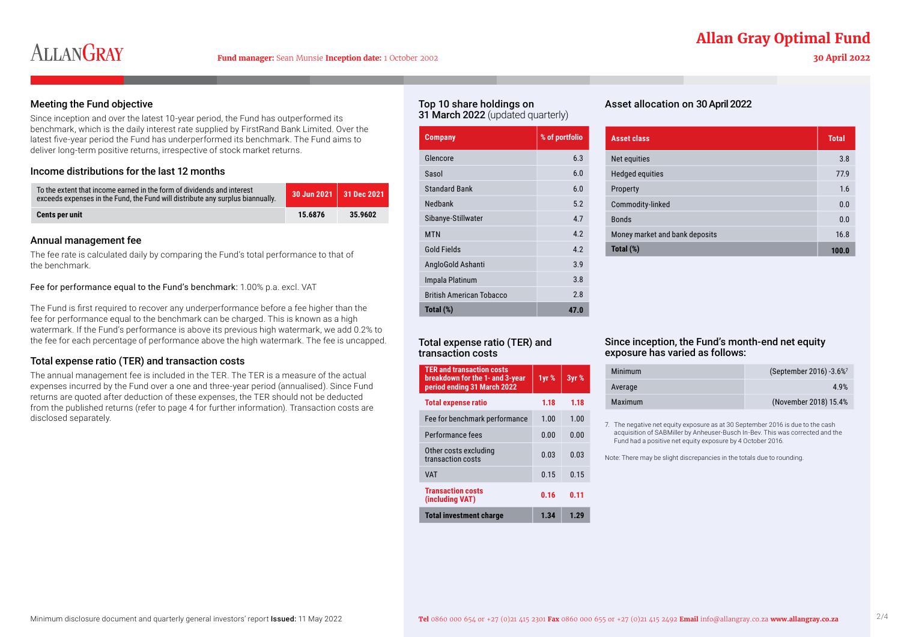# Allan Gray Optimal Fund

**Fund manager:** Sean Munsie **Inception date:** 1 October 2002

**30 April 2022**

## Meeting the Fund objective

Since inception and over the latest 10-year period, the Fund has outperformed its benchmark, which is the daily interest rate supplied by FirstRand Bank Limited. Over the latest five-year period the Fund has underperformed its benchmark. The Fund aims to deliver long-term positive returns, irrespective of stock market returns.

## Income distributions for the last 12 months

| To the extent that income earned in the form of dividends and interest exceeds expenses in the Fund, the Fund will distribute any surplus biannually. | 30 Jun 2021 | 31 Dec 2021 |
|---|---|---|
| **Cents per unit** | **15.6876** | **35.9602** |

## Annual management fee

The fee rate is calculated daily by comparing the Fund's total performance to that of the benchmark.

Fee for performance equal to the Fund's benchmark: 1.00% p.a. excl. VAT

The Fund is first required to recover any underperformance before a fee higher than the fee for performance equal to the benchmark can be charged. This is known as a high watermark. If the Fund's performance is above its previous high watermark, we add 0.2% to the fee for each percentage of performance above the high watermark. The fee is uncapped.

## Total expense ratio (TER) and transaction costs

The annual management fee is included in the TER. The TER is a measure of the actual expenses incurred by the Fund over a one and three-year period (annualised). Since Fund returns are quoted after deduction of these expenses, the TER should not be deducted from the published returns (refer to page 4 for further information). Transaction costs are disclosed separately.

## Top 10 share holdings on 31 March 2022 (updated quarterly)

| Company | % of portfolio |
|---|---|
| Glencore | 6.3 |
| Sasol | 6.0 |
| Standard Bank | 6.0 |
| Nedbank | 5.2 |
| Sibanye-Stillwater | 4.7 |
| MTN | 4.2 |
| Gold Fields | 4.2 |
| AngloGold Ashanti | 3.9 |
| Impala Platinum | 3.8 |
| British American Tobacco | 2.8 |
| **Total (%)** | **47.0** |

## Asset allocation on 30 April 2022

| Asset class | Total |
|---|---|
| Net equities | 3.8 |
| Hedged equities | 77.9 |
| Property | 1.6 |
| Commodity-linked | 0.0 |
| Bonds | 0.0 |
| Money market and bank deposits | 16.8 |
| **Total (%)** | **100.0** |

## Total expense ratio (TER) and transaction costs

| TER and transaction costs breakdown for the 1- and 3-year period ending 31 March 2022 | 1yr % | 3yr % |
|---|---|---|
| **Total expense ratio** | **1.18** | **1.18** |
| Fee for benchmark performance | 1.00 | 1.00 |
| Performance fees | 0.00 | 0.00 |
| Other costs excluding transaction costs | 0.03 | 0.03 |
| VAT | 0.15 | 0.15 |
| **Transaction costs (including VAT)** | **0.16** | **0.11** |
| **Total investment charge** | **1.34** | **1.29** |

## Since inception, the Fund's month-end net equity exposure has varied as follows:

| | |
|---|---|
| Minimum | (September 2016) -3.6%[7] |
| Average | 4.9% |
| Maximum | (November 2018) 15.4% |

7. The negative net equity exposure as at 30 September 2016 is due to the cash acquisition of SABMiller by Anheuser-Busch In-Bev. This was corrected and the Fund had a positive net equity exposure by 4 October 2016.

Note: There may be slight discrepancies in the totals due to rounding.

Minimum disclosure document and quarterly general investors' report **Issued:** 11 May 2022

**Tel** 0860 000 654 or +27 (0)21 415 2301 **Fax** 0860 000 655 or +27 (0)21 415 2492 **Email** info@allangray.co.za **www.allangray.co.za**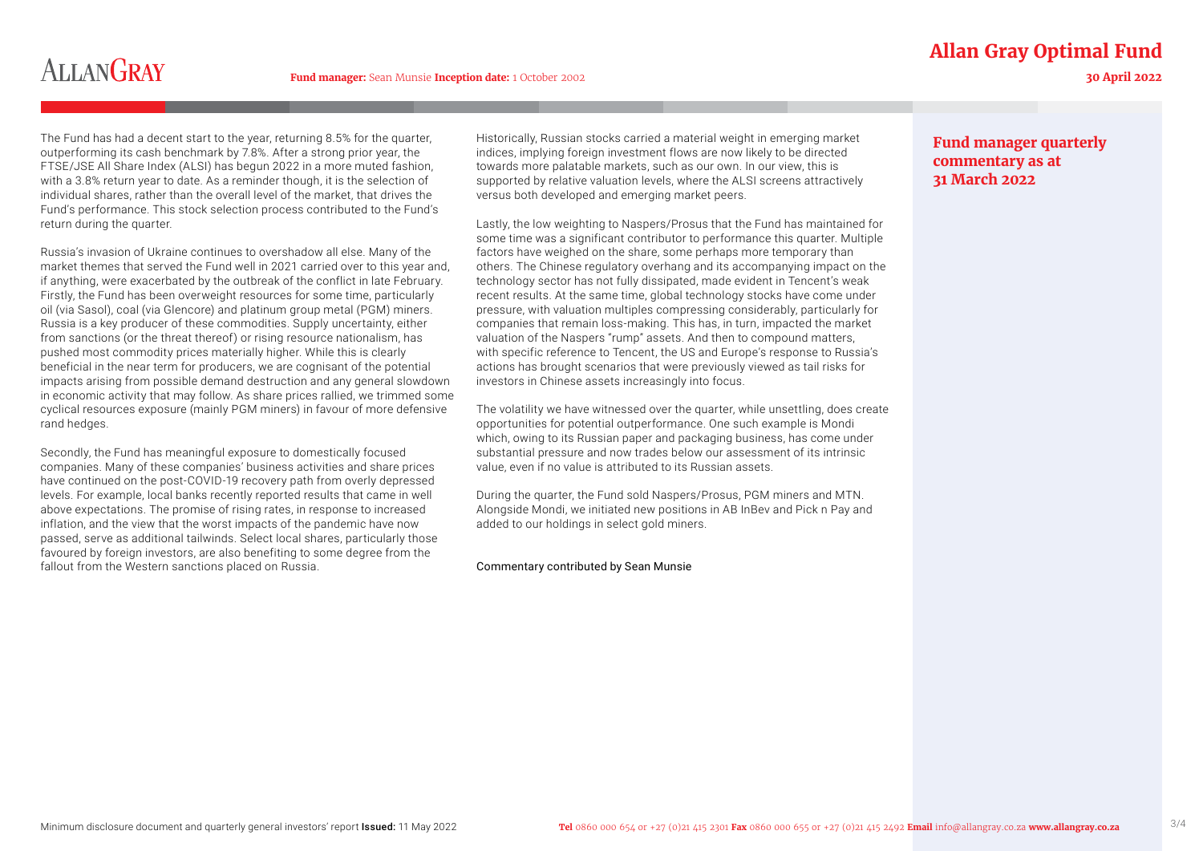# Fund manager quarterly commentary as at 31 March 2022

The Fund has had a decent start to the year, returning 8.5% for the quarter, outperforming its cash benchmark by 7.8%. After a strong prior year, the FTSE/JSE All Share Index (ALSI) has begun 2022 in a more muted fashion, with a 3.8% return year to date. As a reminder though, it is the selection of individual shares, rather than the overall level of the market, that drives the Fund's performance. This stock selection process contributed to the Fund's return during the quarter.

Russia's invasion of Ukraine continues to overshadow all else. Many of the market themes that served the Fund well in 2021 carried over to this year and, if anything, were exacerbated by the outbreak of the conflict in late February. Firstly, the Fund has been overweight resources for some time, particularly oil (via Sasol), coal (via Glencore) and platinum group metal (PGM) miners. Russia is a key producer of these commodities. Supply uncertainty, either from sanctions (or the threat thereof) or rising resource nationalism, has pushed most commodity prices materially higher. While this is clearly beneficial in the near term for producers, we are cognisant of the potential impacts arising from possible demand destruction and any general slowdown in economic activity that may follow. As share prices rallied, we trimmed some cyclical resources exposure (mainly PGM miners) in favour of more defensive rand hedges.

Secondly, the Fund has meaningful exposure to domestically focused companies. Many of these companies' business activities and share prices have continued on the post-COVID-19 recovery path from overly depressed levels. For example, local banks recently reported results that came in well above expectations. The promise of rising rates, in response to increased inflation, and the view that the worst impacts of the pandemic have now passed, serve as additional tailwinds. Select local shares, particularly those favoured by foreign investors, are also benefiting to some degree from the fallout from the Western sanctions placed on Russia.

Historically, Russian stocks carried a material weight in emerging market indices, implying foreign investment flows are now likely to be directed towards more palatable markets, such as our own. In our view, this is supported by relative valuation levels, where the ALSI screens attractively versus both developed and emerging market peers.

Lastly, the low weighting to Naspers/Prosus that the Fund has maintained for some time was a significant contributor to performance this quarter. Multiple factors have weighed on the share, some perhaps more temporary than others. The Chinese regulatory overhang and its accompanying impact on the technology sector has not fully dissipated, made evident in Tencent's weak recent results. At the same time, global technology stocks have come under pressure, with valuation multiples compressing considerably, particularly for companies that remain loss-making. This has, in turn, impacted the market valuation of the Naspers "rump" assets. And then to compound matters, with specific reference to Tencent, the US and Europe's response to Russia's actions has brought scenarios that were previously viewed as tail risks for investors in Chinese assets increasingly into focus.

The volatility we have witnessed over the quarter, while unsettling, does create opportunities for potential outperformance. One such example is Mondi which, owing to its Russian paper and packaging business, has come under substantial pressure and now trades below our assessment of its intrinsic value, even if no value is attributed to its Russian assets.

During the quarter, the Fund sold Naspers/Prosus, PGM miners and MTN. Alongside Mondi, we initiated new positions in AB InBev and Pick n Pay and added to our holdings in select gold miners.

Commentary contributed by Sean Munsie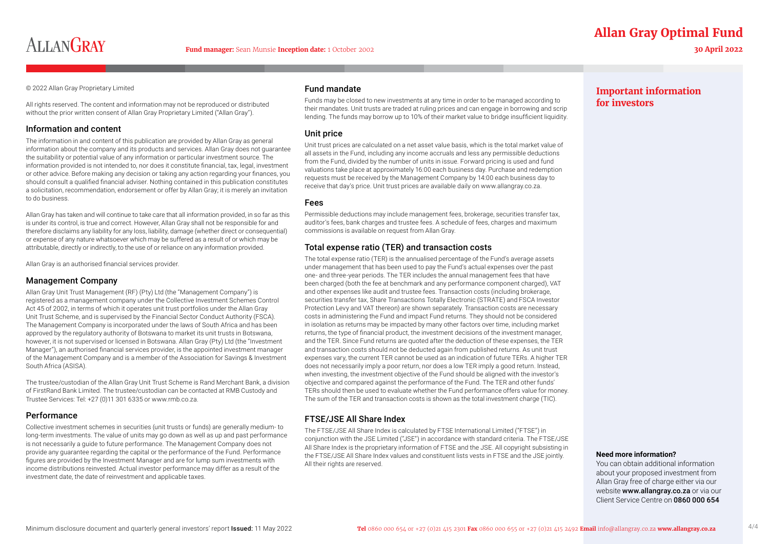© 2022 Allan Gray Proprietary Limited

All rights reserved. The content and information may not be reproduced or distributed without the prior written consent of Allan Gray Proprietary Limited ("Allan Gray").

## Information and content

The information in and content of this publication are provided by Allan Gray as general information about the company and its products and services. Allan Gray does not guarantee the suitability or potential value of any information or particular investment source. The information provided is not intended to, nor does it constitute financial, tax, legal, investment or other advice. Before making any decision or taking any action regarding your finances, you should consult a qualified financial adviser. Nothing contained in this publication constitutes a solicitation, recommendation, endorsement or offer by Allan Gray; it is merely an invitation to do business.

Allan Gray has taken and will continue to take care that all information provided, in so far as this is under its control, is true and correct. However, Allan Gray shall not be responsible for and therefore disclaims any liability for any loss, liability, damage (whether direct or consequential) or expense of any nature whatsoever which may be suffered as a result of or which may be attributable, directly or indirectly, to the use of or reliance on any information provided.

Allan Gray is an authorised financial services provider.

## Management Company

Allan Gray Unit Trust Management (RF) (Pty) Ltd (the "Management Company") is registered as a management company under the Collective Investment Schemes Control Act 45 of 2002, in terms of which it operates unit trust portfolios under the Allan Gray Unit Trust Scheme, and is supervised by the Financial Sector Conduct Authority (FSCA). The Management Company is incorporated under the laws of South Africa and has been approved by the regulatory authority of Botswana to market its unit trusts in Botswana, however, it is not supervised or licensed in Botswana. Allan Gray (Pty) Ltd (the "Investment Manager"), an authorised financial services provider, is the appointed investment manager of the Management Company and is a member of the Association for Savings & Investment South Africa (ASISA).

The trustee/custodian of the Allan Gray Unit Trust Scheme is Rand Merchant Bank, a division of FirstRand Bank Limited. The trustee/custodian can be contacted at RMB Custody and Trustee Services: Tel: +27 (0)11 301 6335 or www.rmb.co.za.

## Performance

Collective investment schemes in securities (unit trusts or funds) are generally medium- to long-term investments. The value of units may go down as well as up and past performance is not necessarily a guide to future performance. The Management Company does not provide any guarantee regarding the capital or the performance of the Fund. Performance figures are provided by the Investment Manager and are for lump sum investments with income distributions reinvested. Actual investor performance may differ as a result of the investment date, the date of reinvestment and applicable taxes.

## Fund mandate

Funds may be closed to new investments at any time in order to be managed according to their mandates. Unit trusts are traded at ruling prices and can engage in borrowing and scrip lending. The funds may borrow up to 10% of their market value to bridge insufficient liquidity.

## Unit price

Unit trust prices are calculated on a net asset value basis, which is the total market value of all assets in the Fund, including any income accruals and less any permissible deductions from the Fund, divided by the number of units in issue. Forward pricing is used and fund valuations take place at approximately 16:00 each business day. Purchase and redemption requests must be received by the Management Company by 14:00 each business day to receive that day's price. Unit trust prices are available daily on www.allangray.co.za.

## Fees

Permissible deductions may include management fees, brokerage, securities transfer tax, auditor's fees, bank charges and trustee fees. A schedule of fees, charges and maximum commissions is available on request from Allan Gray.

## Total expense ratio (TER) and transaction costs

The total expense ratio (TER) is the annualised percentage of the Fund's average assets under management that has been used to pay the Fund's actual expenses over the past one- and three-year periods. The TER includes the annual management fees that have been charged (both the fee at benchmark and any performance component charged), VAT and other expenses like audit and trustee fees. Transaction costs (including brokerage, securities transfer tax, Share Transactions Totally Electronic (STRATE) and FSCA Investor Protection Levy and VAT thereon) are shown separately. Transaction costs are necessary costs in administering the Fund and impact Fund returns. They should not be considered in isolation as returns may be impacted by many other factors over time, including market returns, the type of financial product, the investment decisions of the investment manager, and the TER. Since Fund returns are quoted after the deduction of these expenses, the TER and transaction costs should not be deducted again from published returns. As unit trust expenses vary, the current TER cannot be used as an indication of future TERs. A higher TER does not necessarily imply a poor return, nor does a low TER imply a good return. Instead, when investing, the investment objective of the Fund should be aligned with the investor's objective and compared against the performance of the Fund. The TER and other funds' TERs should then be used to evaluate whether the Fund performance offers value for money. The sum of the TER and transaction costs is shown as the total investment charge (TIC).

## FTSE/JSE All Share Index

The FTSE/JSE All Share Index is calculated by FTSE International Limited ("FTSE") in conjunction with the JSE Limited ("JSE") in accordance with standard criteria. The FTSE/JSE All Share Index is the proprietary information of FTSE and the JSE. All copyright subsisting in the FTSE/JSE All Share Index values and constituent lists vests in FTSE and the JSE jointly. All their rights are reserved.

## Important information for investors

**Need more information?**

You can obtain additional information about your proposed investment from Allan Gray free of charge either via our website **www.allangray.co.za** or via our Client Service Centre on **0860 000 654**